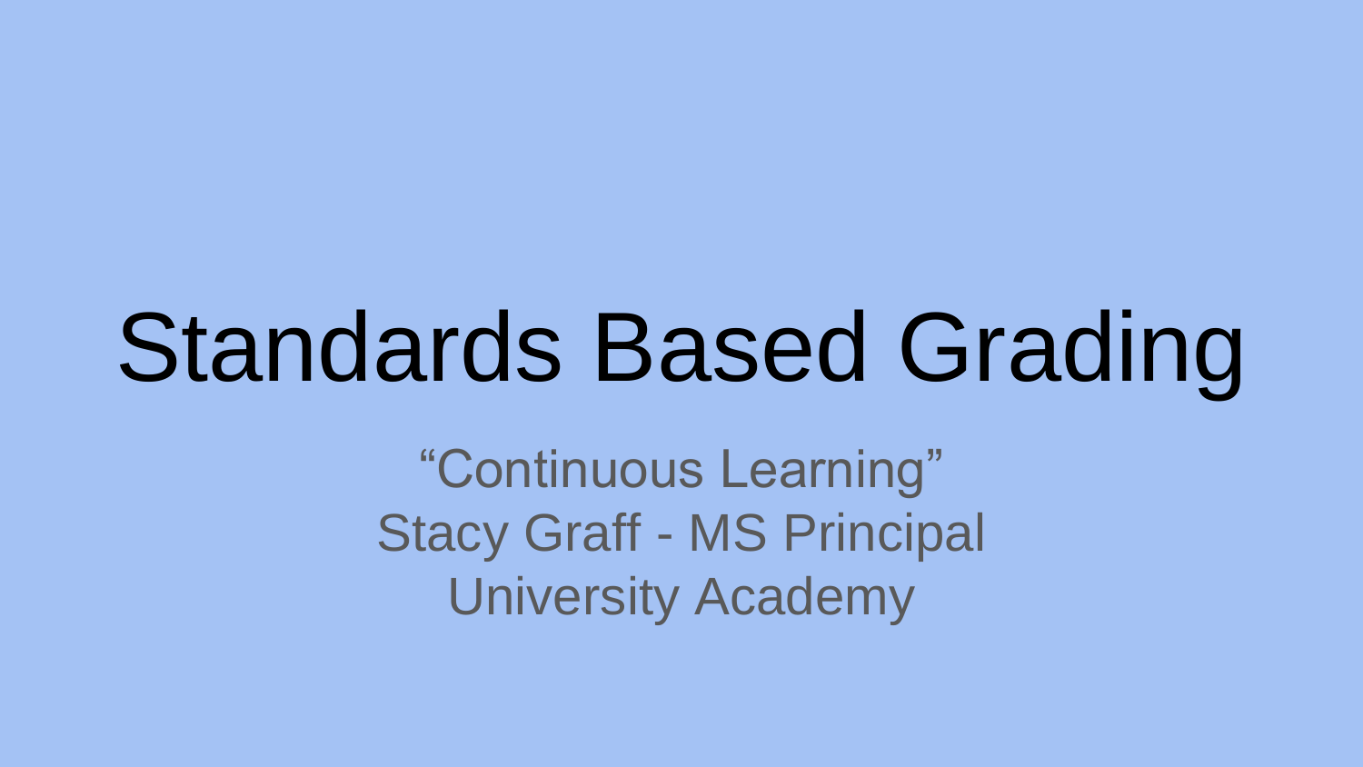# Standards Based Grading

"Continuous Learning"

Stacy Graff - MS Principal

University Academy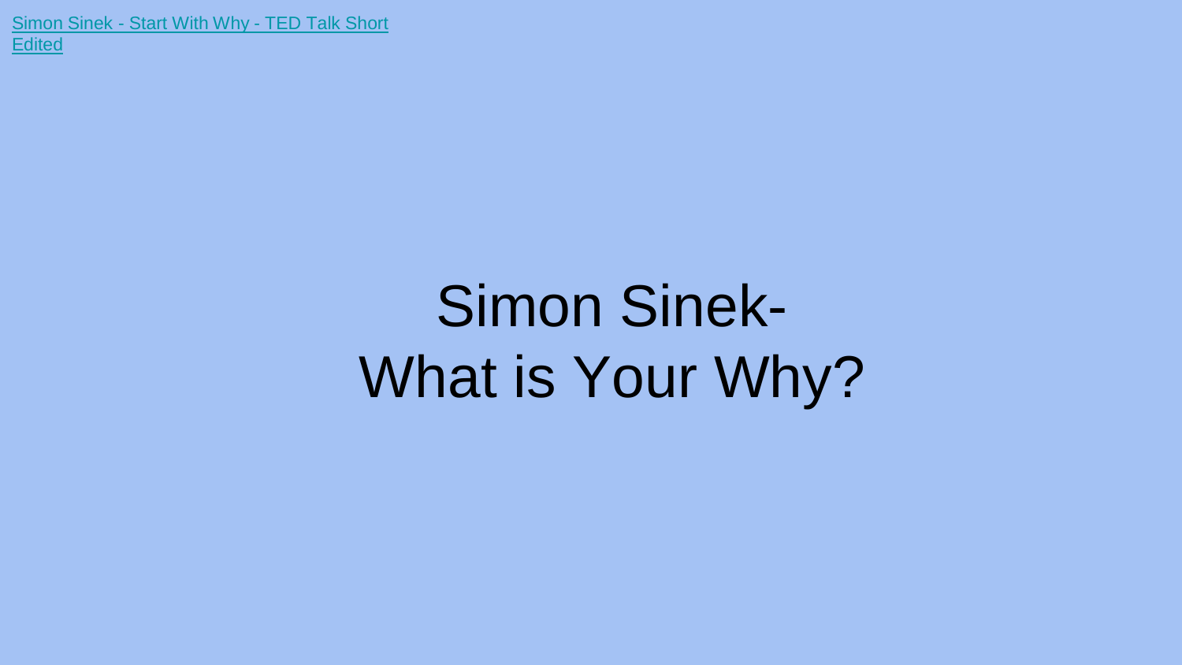[Simon Sinek - Start With Why - TED Talk Short Edited]

# Simon Sinek-
# What is Your Why?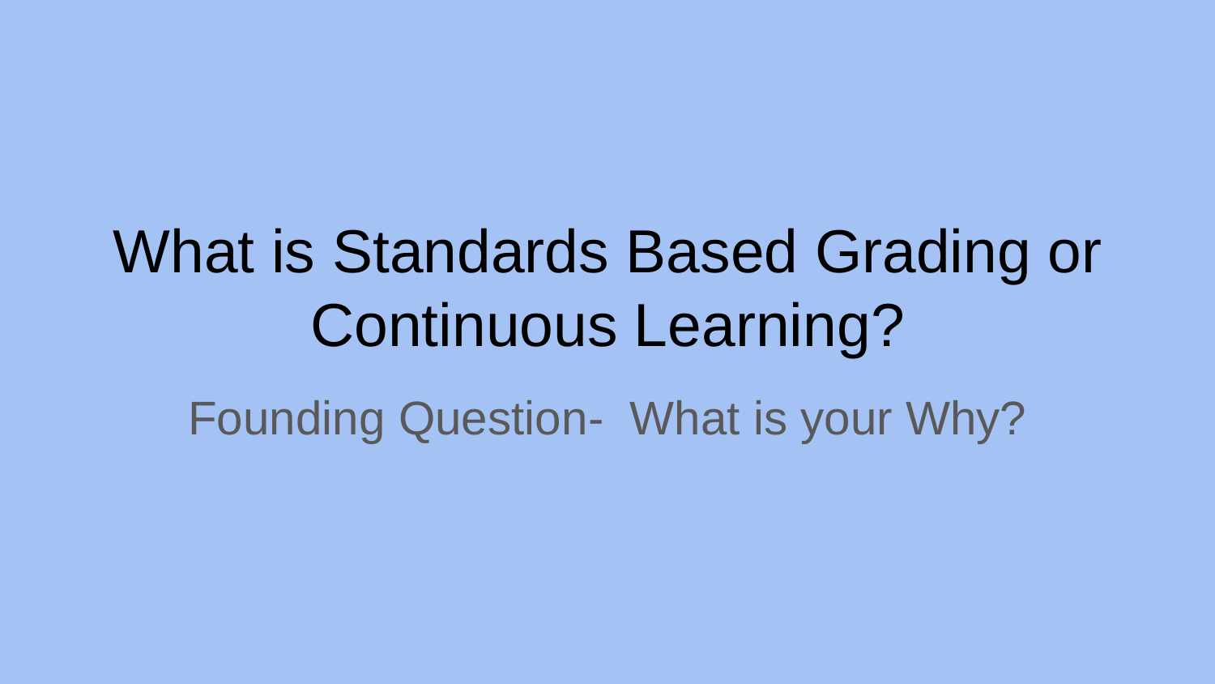# What is Standards Based Grading or Continuous Learning?

Founding Question- What is your Why?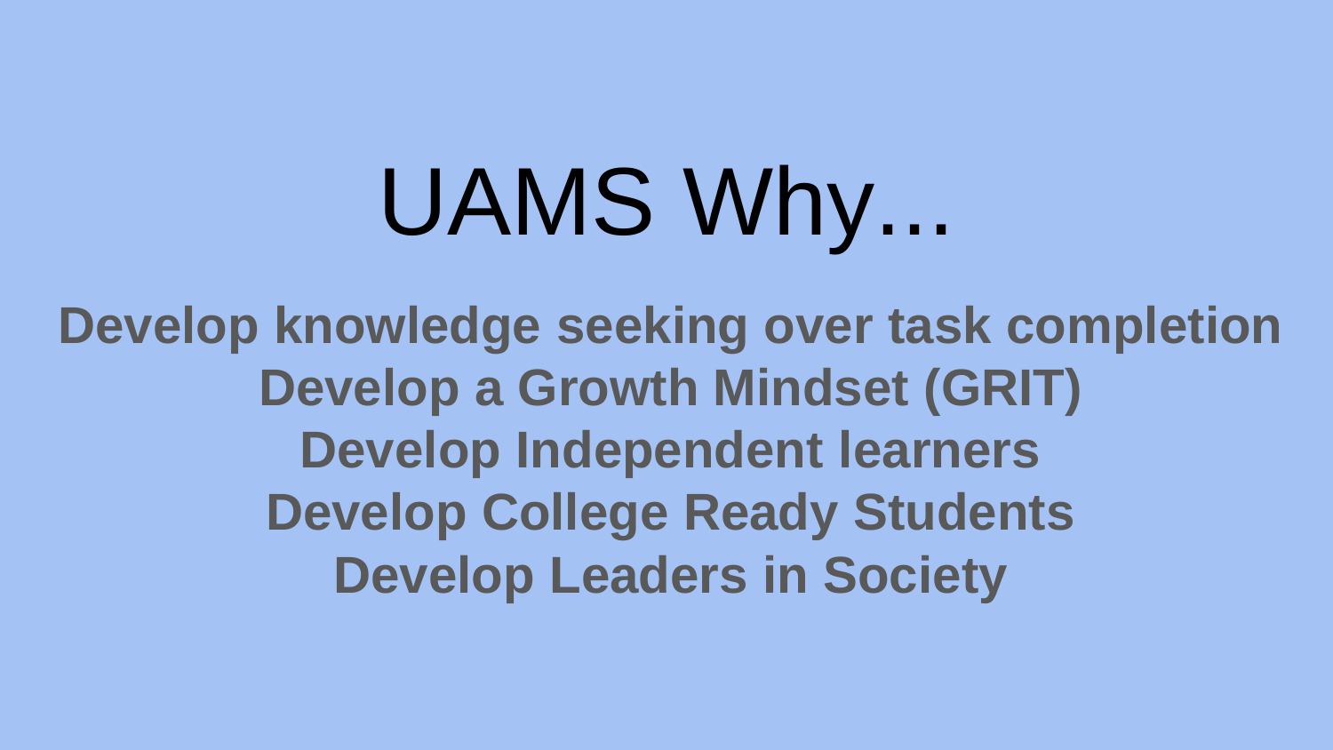# UAMS Why...

**Develop knowledge seeking over task completion**
**Develop a Growth Mindset (GRIT)**
**Develop Independent learners**
**Develop College Ready Students**
**Develop Leaders in Society**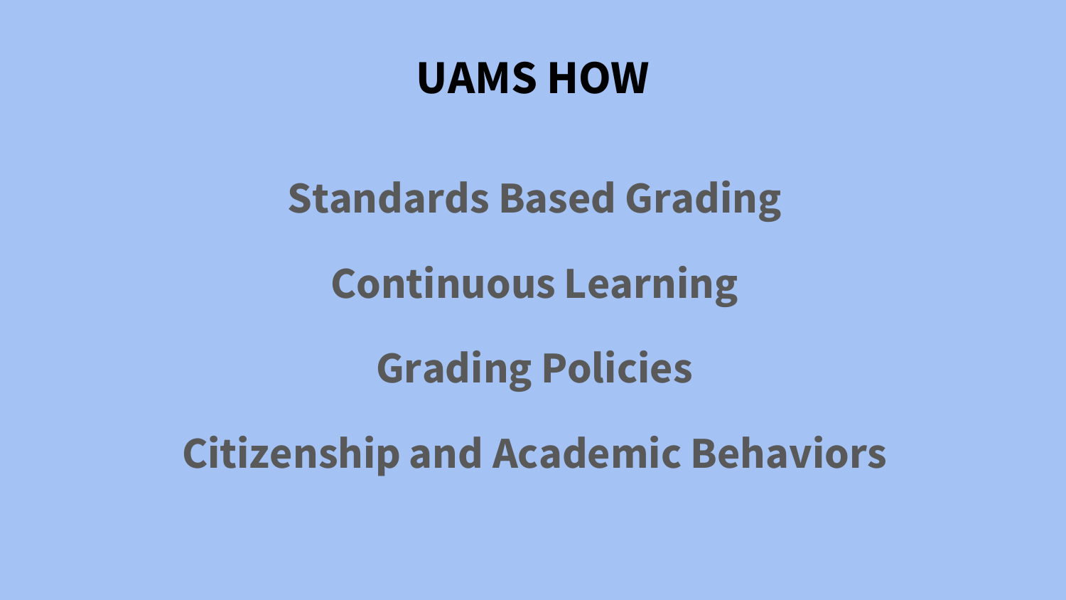# UAMS HOW

## Standards Based Grading

## Continuous Learning

## Grading Policies

## Citizenship and Academic Behaviors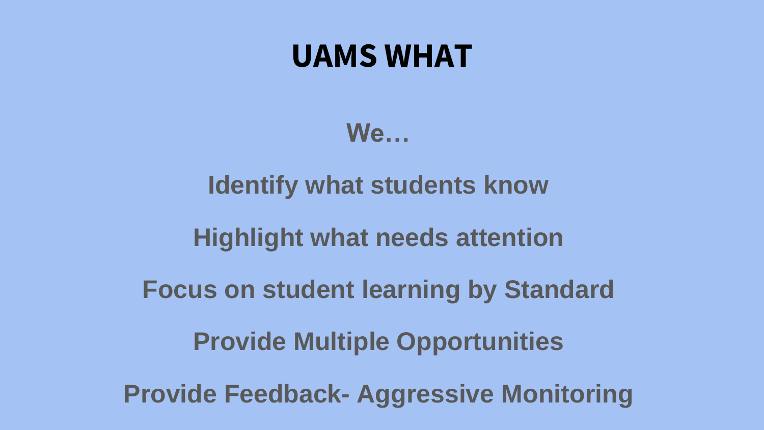# UAMS WHAT

**We…**

**Identify what students know**

**Highlight what needs attention**

**Focus on student learning by Standard**

**Provide Multiple Opportunities**

**Provide Feedback- Aggressive Monitoring**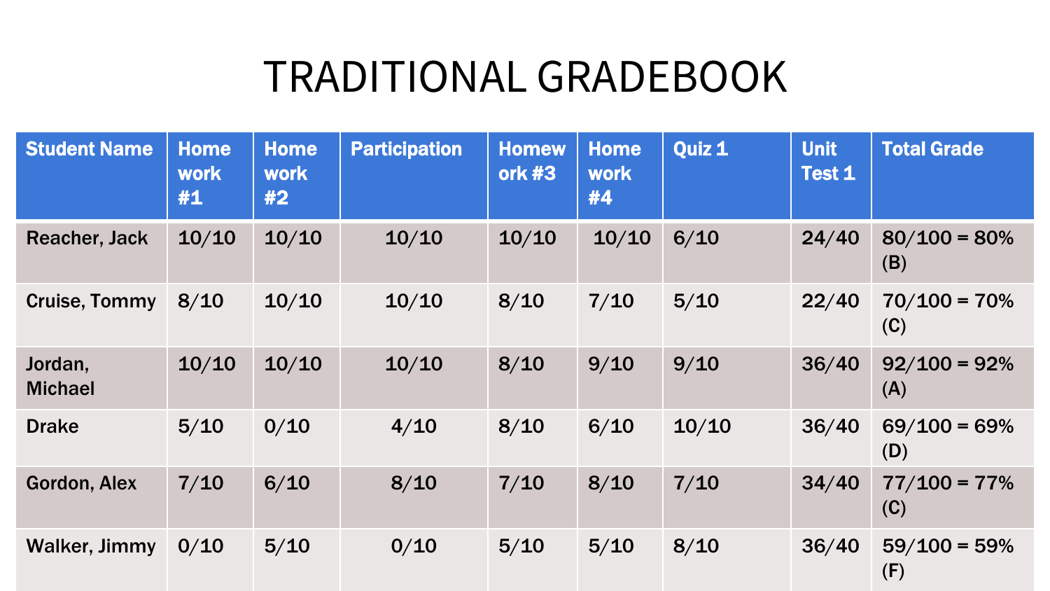# TRADITIONAL GRADEBOOK

| Student Name | Homework #1 | Homework #2 | Participation | Homework #3 | Homework #4 | Quiz 1 | Unit Test 1 | Total Grade |
|---|---|---|---|---|---|---|---|---|
| Reacher, Jack | 10/10 | 10/10 | 10/10 | 10/10 | 10/10 | 6/10 | 24/40 | 80/100 = 80% (B) |
| Cruise, Tommy | 8/10 | 10/10 | 10/10 | 8/10 | 7/10 | 5/10 | 22/40 | 70/100 = 70% (C) |
| Jordan, Michael | 10/10 | 10/10 | 10/10 | 8/10 | 9/10 | 9/10 | 36/40 | 92/100 = 92% (A) |
| Drake | 5/10 | 0/10 | 4/10 | 8/10 | 6/10 | 10/10 | 36/40 | 69/100 = 69% (D) |
| Gordon, Alex | 7/10 | 6/10 | 8/10 | 7/10 | 8/10 | 7/10 | 34/40 | 77/100 = 77% (C) |
| Walker, Jimmy | 0/10 | 5/10 | 0/10 | 5/10 | 5/10 | 8/10 | 36/40 | 59/100 = 59% (F) |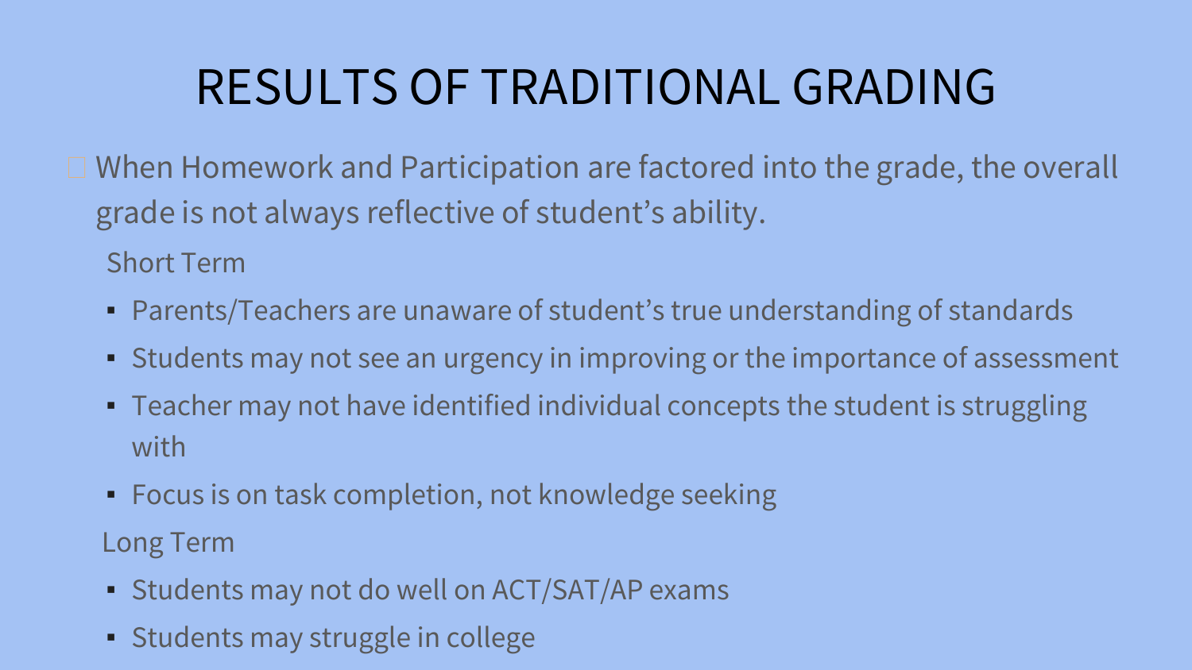# RESULTS OF TRADITIONAL GRADING

- When Homework and Participation are factored into the grade, the overall grade is not always reflective of student's ability.

  Short Term

  - Parents/Teachers are unaware of student's true understanding of standards
  - Students may not see an urgency in improving or the importance of assessment
  - Teacher may not have identified individual concepts the student is struggling with
  - Focus is on task completion, not knowledge seeking

  Long Term

  - Students may not do well on ACT/SAT/AP exams
  - Students may struggle in college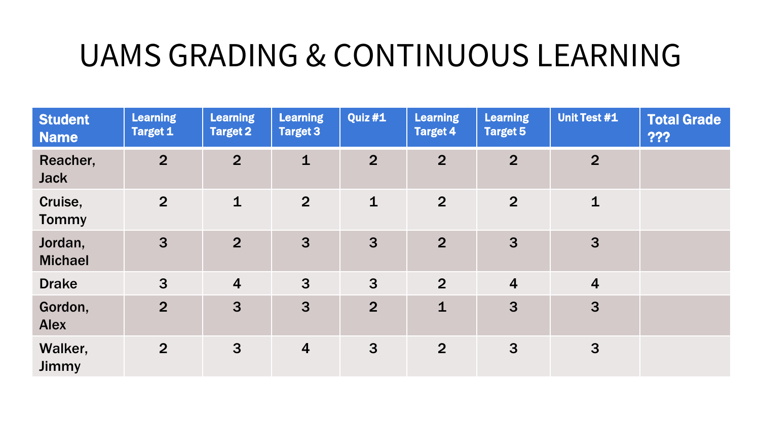# UAMS GRADING & CONTINUOUS LEARNING

| Student Name | Learning Target 1 | Learning Target 2 | Learning Target 3 | Quiz #1 | Learning Target 4 | Learning Target 5 | Unit Test #1 | Total Grade ??? |
|---|---|---|---|---|---|---|---|---|
| Reacher, Jack | 2 | 2 | 1 | 2 | 2 | 2 | 2 | |
| Cruise, Tommy | 2 | 1 | 2 | 1 | 2 | 2 | 1 | |
| Jordan, Michael | 3 | 2 | 3 | 3 | 2 | 3 | 3 | |
| Drake | 3 | 4 | 3 | 3 | 2 | 4 | 4 | |
| Gordon, Alex | 2 | 3 | 3 | 2 | 1 | 3 | 3 | |
| Walker, Jimmy | 2 | 3 | 4 | 3 | 2 | 3 | 3 | |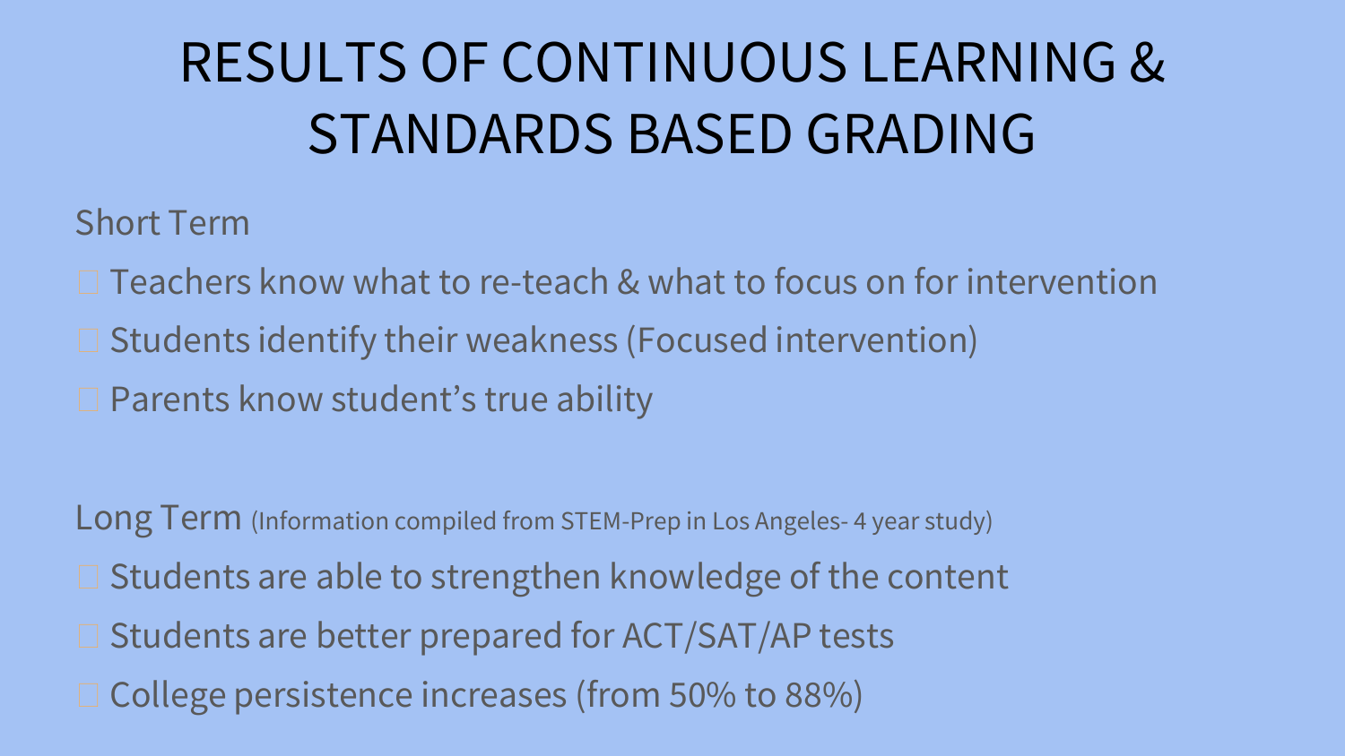# RESULTS OF CONTINUOUS LEARNING & STANDARDS BASED GRADING

Short Term

- Teachers know what to re-teach & what to focus on for intervention
- Students identify their weakness (Focused intervention)
- Parents know student's true ability

Long Term (Information compiled from STEM-Prep in Los Angeles- 4 year study)

- Students are able to strengthen knowledge of the content
- Students are better prepared for ACT/SAT/AP tests
- College persistence increases (from 50% to 88%)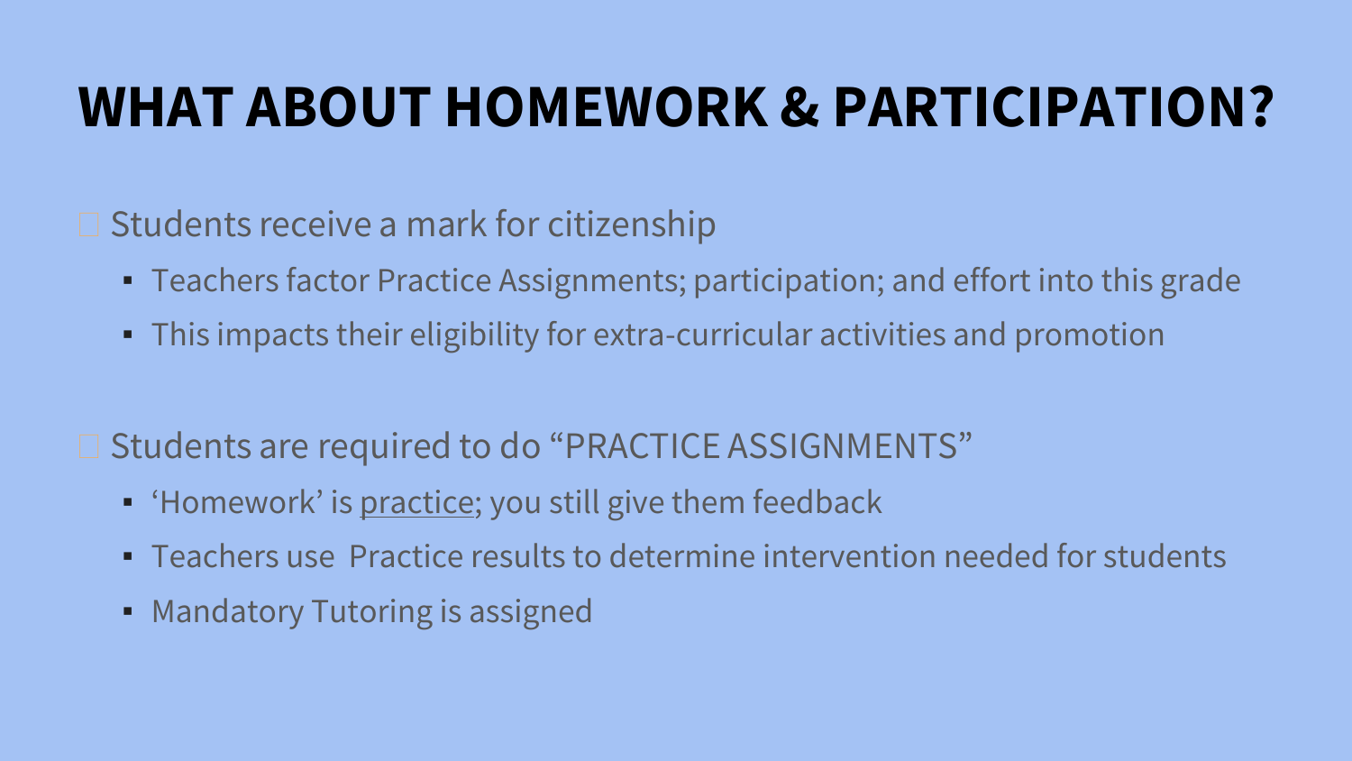# WHAT ABOUT HOMEWORK & PARTICIPATION?

- Students receive a mark for citizenship
  - Teachers factor Practice Assignments; participation; and effort into this grade
  - This impacts their eligibility for extra-curricular activities and promotion

- Students are required to do "PRACTICE ASSIGNMENTS"
  - 'Homework' is <u>practice</u>; you still give them feedback
  - Teachers use Practice results to determine intervention needed for students
  - Mandatory Tutoring is assigned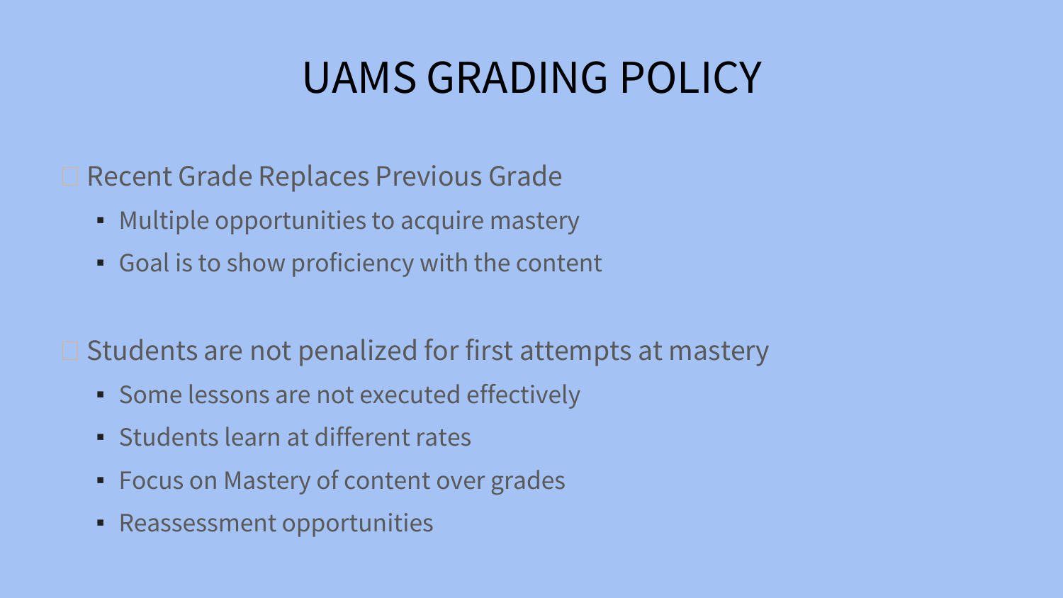# UAMS GRADING POLICY

- Recent Grade Replaces Previous Grade
  - Multiple opportunities to acquire mastery
  - Goal is to show proficiency with the content

- Students are not penalized for first attempts at mastery
  - Some lessons are not executed effectively
  - Students learn at different rates
  - Focus on Mastery of content over grades
  - Reassessment opportunities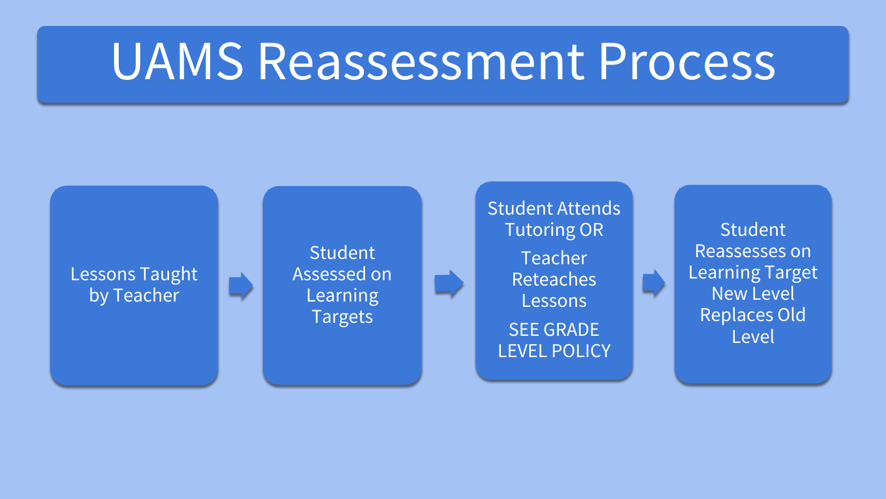# UAMS Reassessment Process

1. Lessons Taught by Teacher
2. Student Assessed on Learning Targets
3. Student Attends Tutoring OR Teacher Reteaches Lessons

   SEE GRADE LEVEL POLICY
4. Student Reassesses on Learning Target New Level Replaces Old Level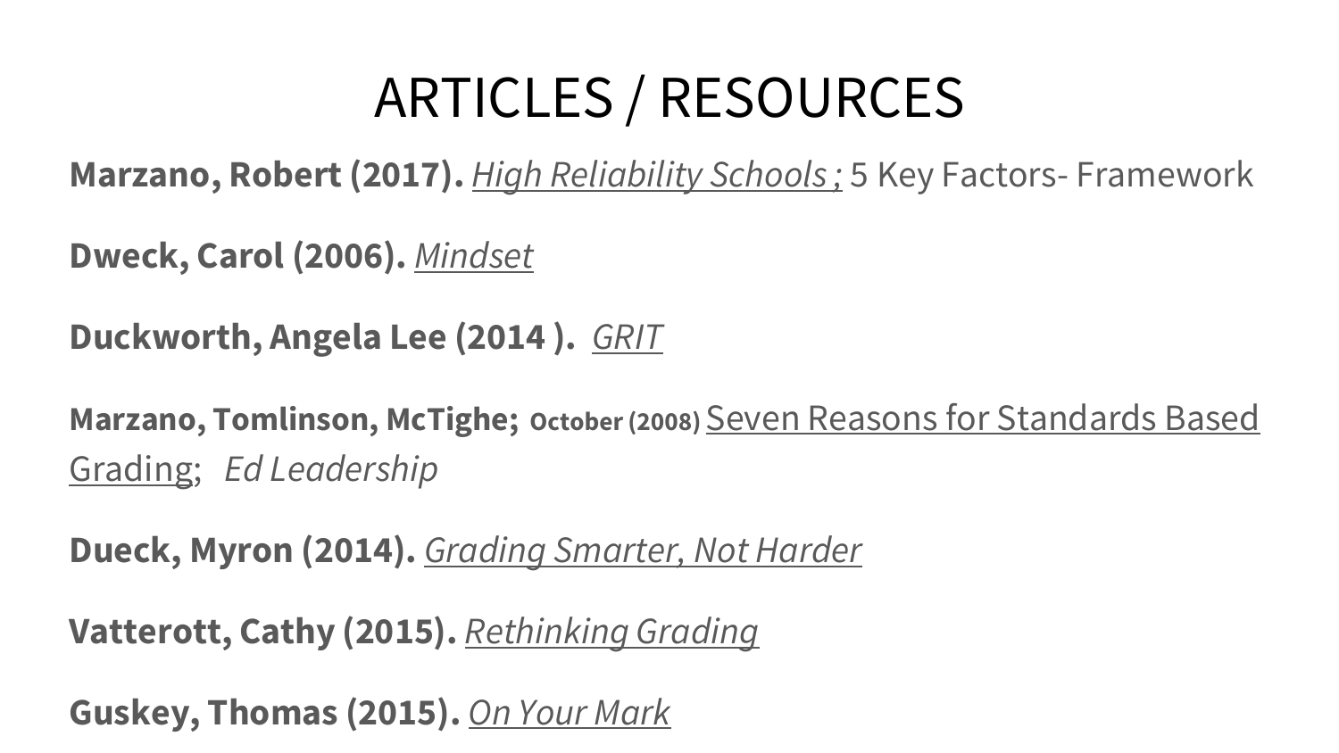# ARTICLES / RESOURCES

**Marzano, Robert (2017).** *High Reliability Schools ;* 5 Key Factors- Framework

**Dweck, Carol (2006).** *Mindset*

**Duckworth, Angela Lee (2014 ).** *GRIT*

**Marzano, Tomlinson, McTighe; October (2008)** Seven Reasons for Standards Based Grading; *Ed Leadership*

**Dueck, Myron (2014).** *Grading Smarter, Not Harder*

**Vatterott, Cathy (2015).** *Rethinking Grading*

**Guskey, Thomas (2015).** *On Your Mark*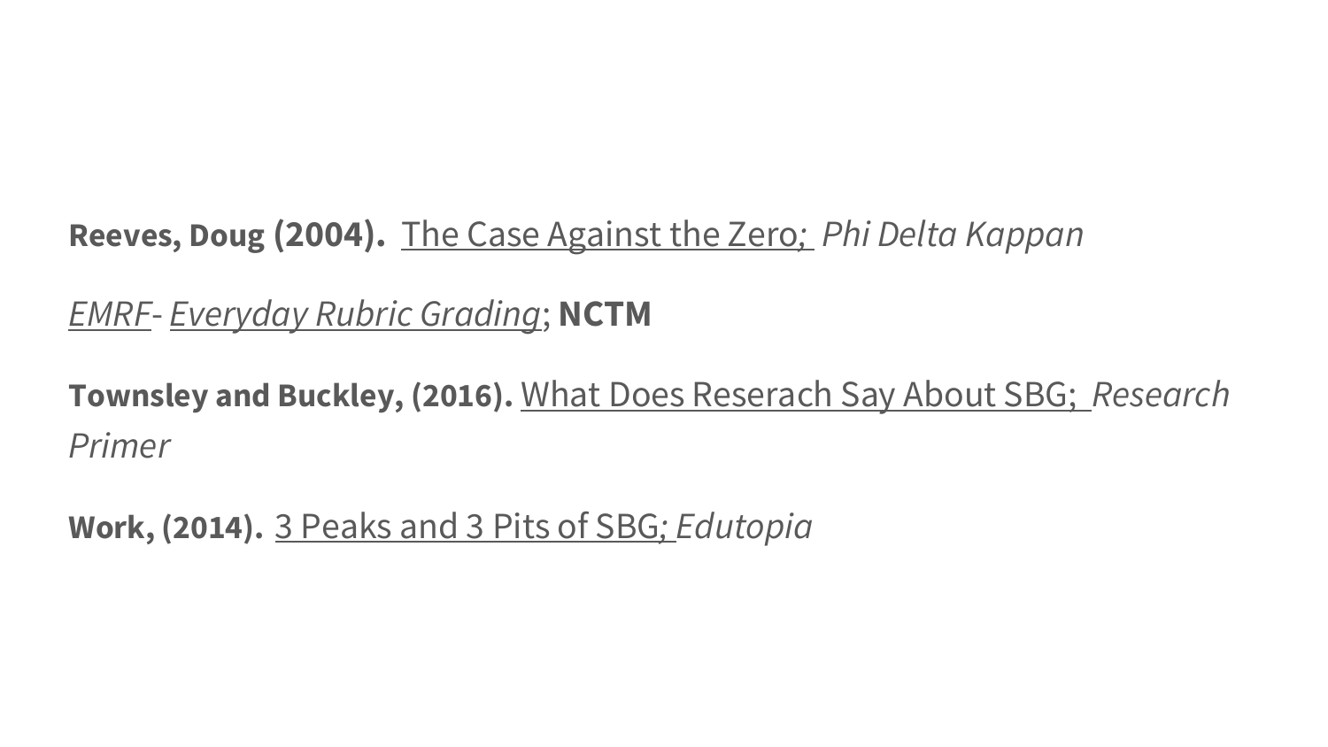**Reeves, Doug (2004).** The Case Against the Zero; *Phi Delta Kappan*

*EMRF*- *Everyday Rubric Grading*; **NCTM**

**Townsley and Buckley, (2016).** What Does Reserach Say About SBG; *Research Primer*

**Work, (2014).** 3 Peaks and 3 Pits of SBG; *Edutopia*